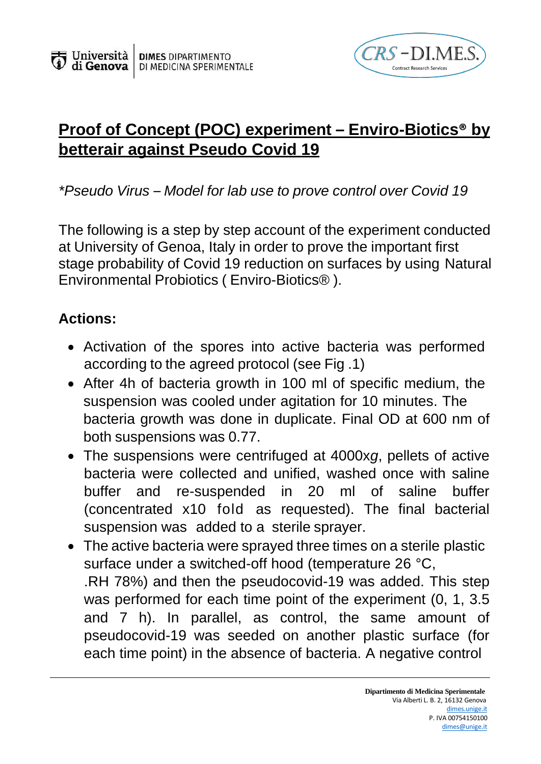# Proof of Concept (POC) experiment – Enviro-Biotics® by betterair against Pseudo Covid 19

*\*Pseudo Virus – Model for lab use to prove control over Covid 19*

The following is a step by step account of the experiment conducted at University of Genoa, Italy in order to prove the important first stage probability of Covid 19 reduction on surfaces by using Natural Environmental Probiotics ( Enviro-Biotics® ).

**Actions:**

- Activation of the spores into active bacteria was performed according to the agreed protocol (see Fig .1)
- After 4h of bacteria growth in 100 ml of specific medium, the suspension was cooled under agitation for 10 minutes. The bacteria growth was done in duplicate. Final OD at 600 nm of both suspensions was 0.77.
- The suspensions were centrifuged at 4000x*g*, pellets of active bacteria were collected and unified, washed once with saline buffer and re-suspended in 20 ml of saline buffer (concentrated x10 fold as requested). The final bacterial suspension was added to a sterile sprayer.
- The active bacteria were sprayed three times on a sterile plastic surface under a switched-off hood (temperature 26 °C, .RH 78%) and then the pseudocovid-19 was added. This step was performed for each time point of the experiment (0, 1, 3.5 and 7 h). In parallel, as control, the same amount of pseudocovid-19 was seeded on another plastic surface (for each time point) in the absence of bacteria. A negative control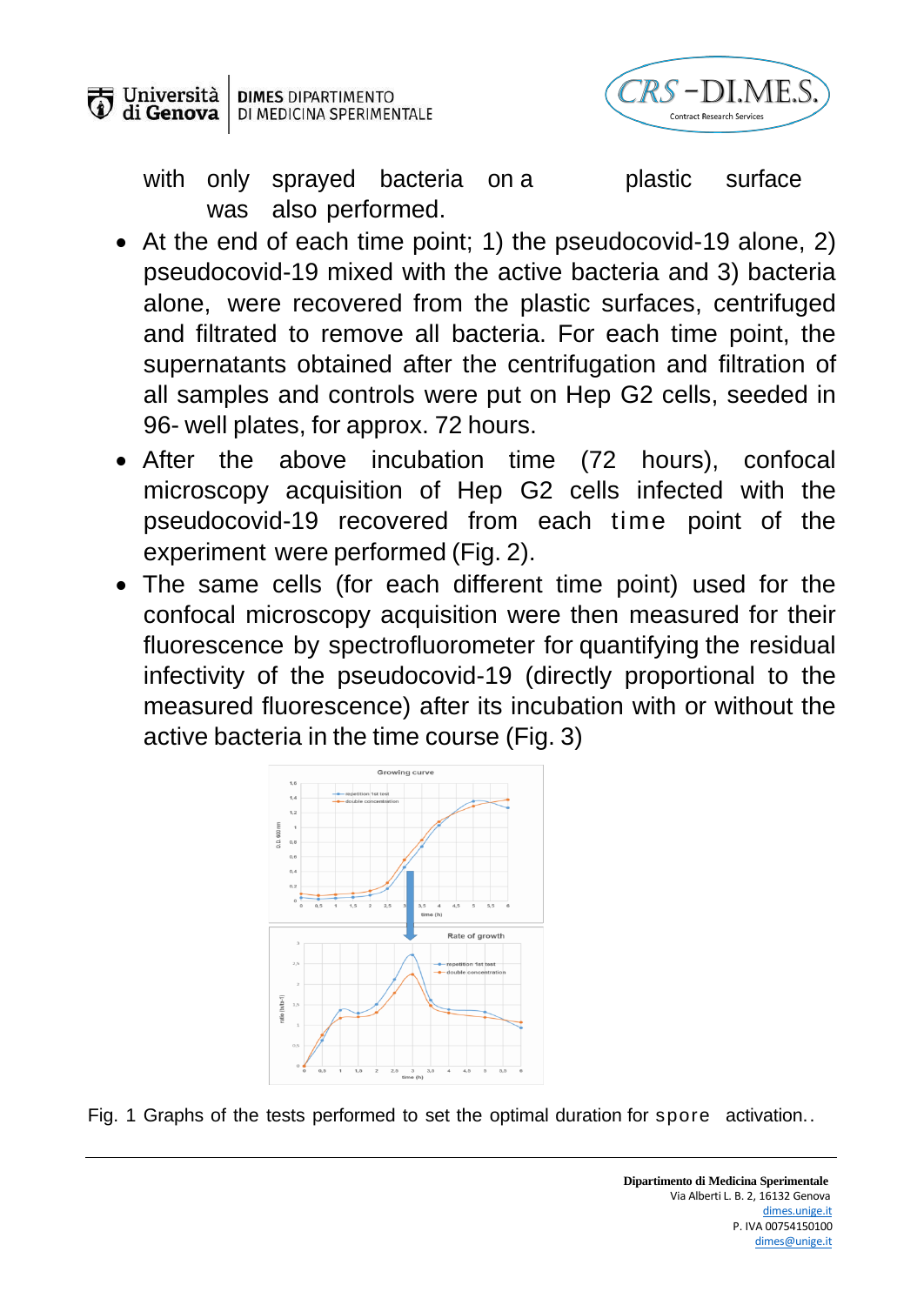with only sprayed bacteria on a plastic surface was also performed.

- At the end of each time point; 1) the pseudocovid-19 alone, 2) pseudocovid-19 mixed with the active bacteria and 3) bacteria alone, were recovered from the plastic surfaces, centrifuged and filtrated to remove all bacteria. For each time point, the supernatants obtained after the centrifugation and filtration of all samples and controls were put on Hep G2 cells, seeded in 96- well plates, for approx. 72 hours.
- After the above incubation time (72 hours), confocal microscopy acquisition of Hep G2 cells infected with the pseudocovid-19 recovered from each time point of the experiment were performed (Fig. 2).
- The same cells (for each different time point) used for the confocal microscopy acquisition were then measured for their fluorescence by spectrofluorometer for quantifying the residual infectivity of the pseudocovid-19 (directly proportional to the measured fluorescence) after its incubation with or without the active bacteria in the time course (Fig. 3)

Fig. 1 Graphs of the tests performed to set the optimal duration for spore activation..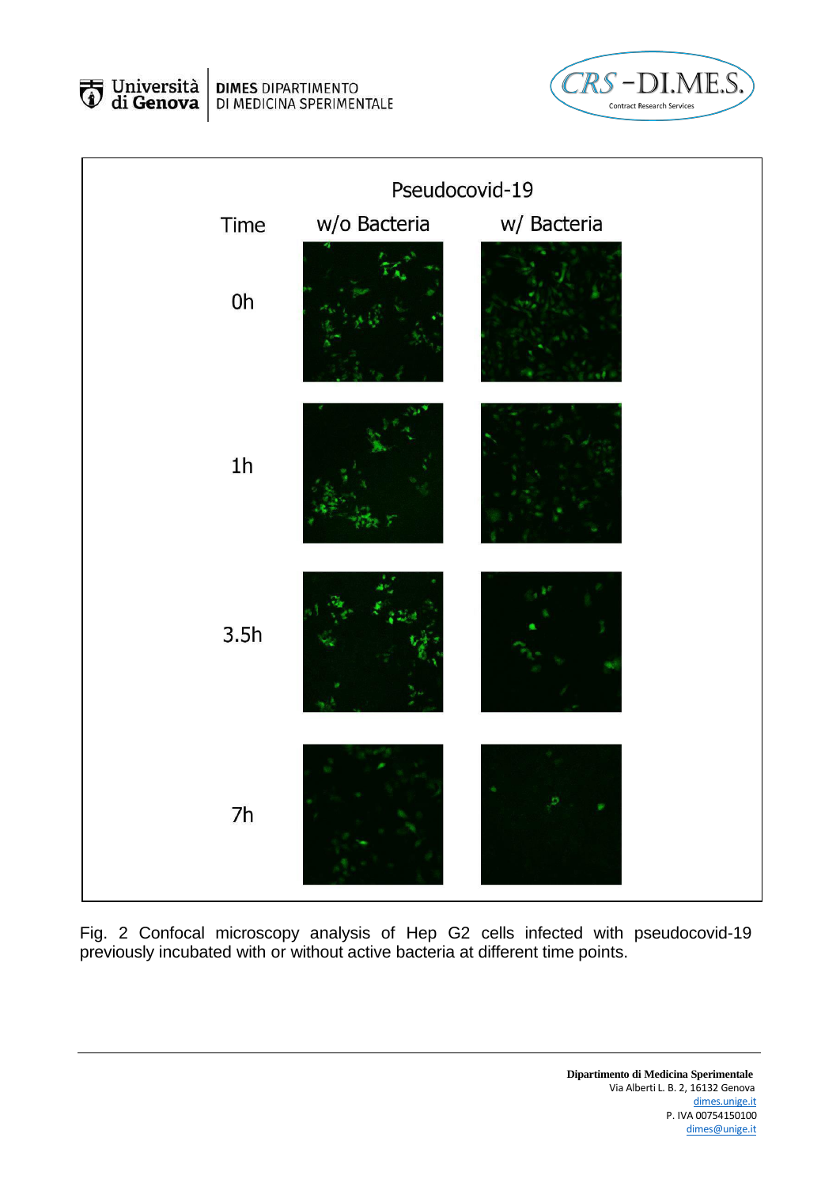Pseudocovid-19

| Time | w/o Bacteria | w/ Bacteria |
| --- | --- | --- |
| 0h | | |
| 1h | | |
| 3.5h | | |
| 7h | | |

Fig. 2 Confocal microscopy analysis of Hep G2 cells infected with pseudocovid-19 previously incubated with or without active bacteria at different time points.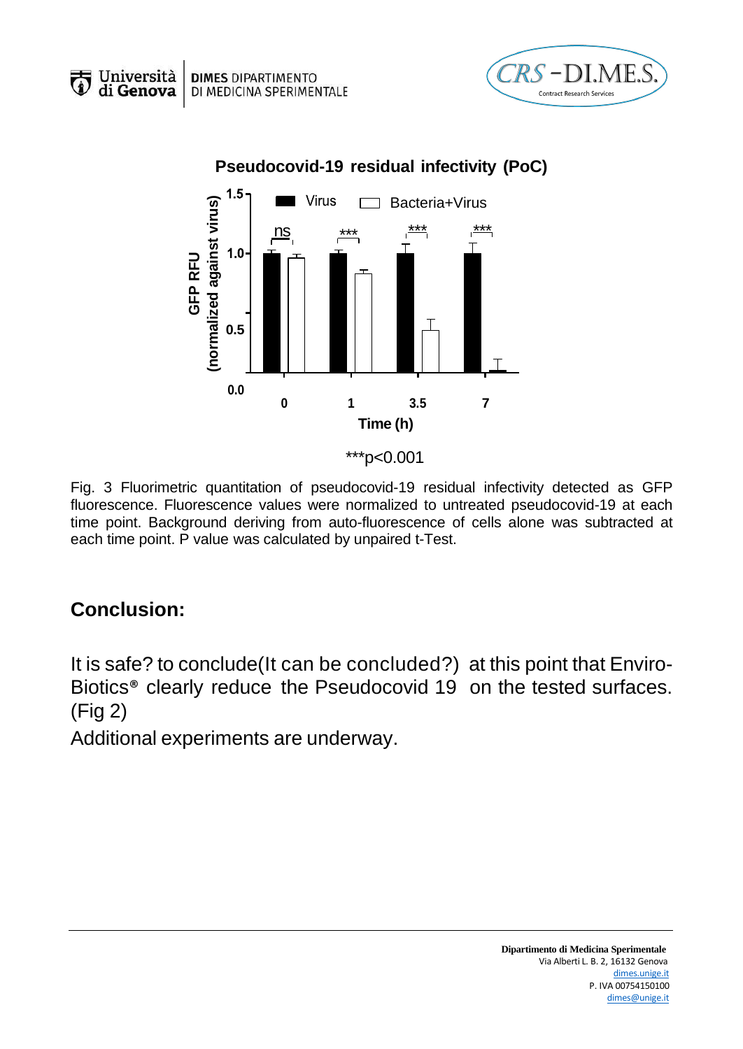Pseudocovid-19 residual infectivity (PoC)

Virus
Bacteria+Virus

GFP RFU
(normalized against virus)

1.5
1.0
0.5
0.0

ns
***
***
***

0
1
3.5
7

Time (h)

***p<0.001

Fig. 3 Fluorimetric quantitation of pseudocovid-19 residual infectivity detected as GFP fluorescence. Fluorescence values were normalized to untreated pseudocovid-19 at each time point. Background deriving from auto-fluorescence of cells alone was subtracted at each time point. P value was calculated by unpaired t-Test.

## Conclusion:

It is safe? to conclude(It can be concluded?) at this point that Enviro-Biotics® clearly reduce the Pseudocovid 19 on the tested surfaces. (Fig 2)

Additional experiments are underway.